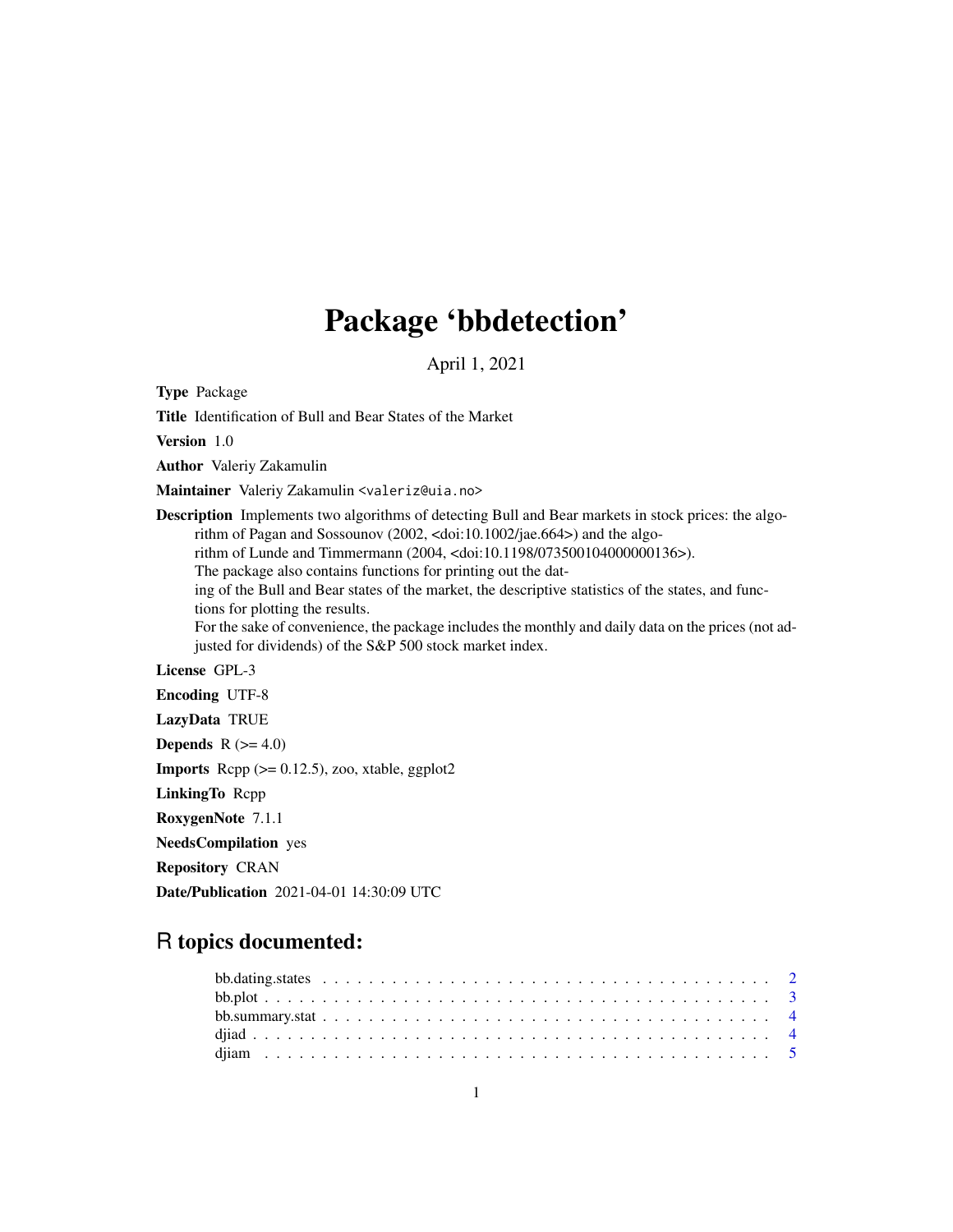# Package 'bbdetection'

April 1, 2021

**Type** Package

**Title** Identification of Bull and Bear States of the Market

**Version** 1.0

**Author** Valeriy Zakamulin

**Maintainer** Valeriy Zakamulin <valeriz@uia.no>

**Description** Implements two algorithms of detecting Bull and Bear markets in stock prices: the algorithm of Pagan and Sossounov (2002, <doi:10.1002/jae.664>) and the algorithm of Lunde and Timmermann (2004, <doi:10.1198/073500104000000136>). The package also contains functions for printing out the dating of the Bull and Bear states of the market, the descriptive statistics of the states, and functions for plotting the results. For the sake of convenience, the package includes the monthly and daily data on the prices (not adjusted for dividends) of the S&P 500 stock market index.

**License** GPL-3

**Encoding** UTF-8

**LazyData** TRUE

**Depends** R (>= 4.0)

**Imports** Rcpp (>= 0.12.5), zoo, xtable, ggplot2

**LinkingTo** Rcpp

**RoxygenNote** 7.1.1

**NeedsCompilation** yes

**Repository** CRAN

**Date/Publication** 2021-04-01 14:30:09 UTC

## R topics documented:

- bb.dating.states . . . . . . . . . . . . . . . . . . . . . . . . . . . . . . . . . . . . . . 2
- bb.plot . . . . . . . . . . . . . . . . . . . . . . . . . . . . . . . . . . . . . . . . . . . . 3
- bb.summary.stat . . . . . . . . . . . . . . . . . . . . . . . . . . . . . . . . . . . . . . 4
- djiad . . . . . . . . . . . . . . . . . . . . . . . . . . . . . . . . . . . . . . . . . . . . . 4
- djiam . . . . . . . . . . . . . . . . . . . . . . . . . . . . . . . . . . . . . . . . . . . . . 5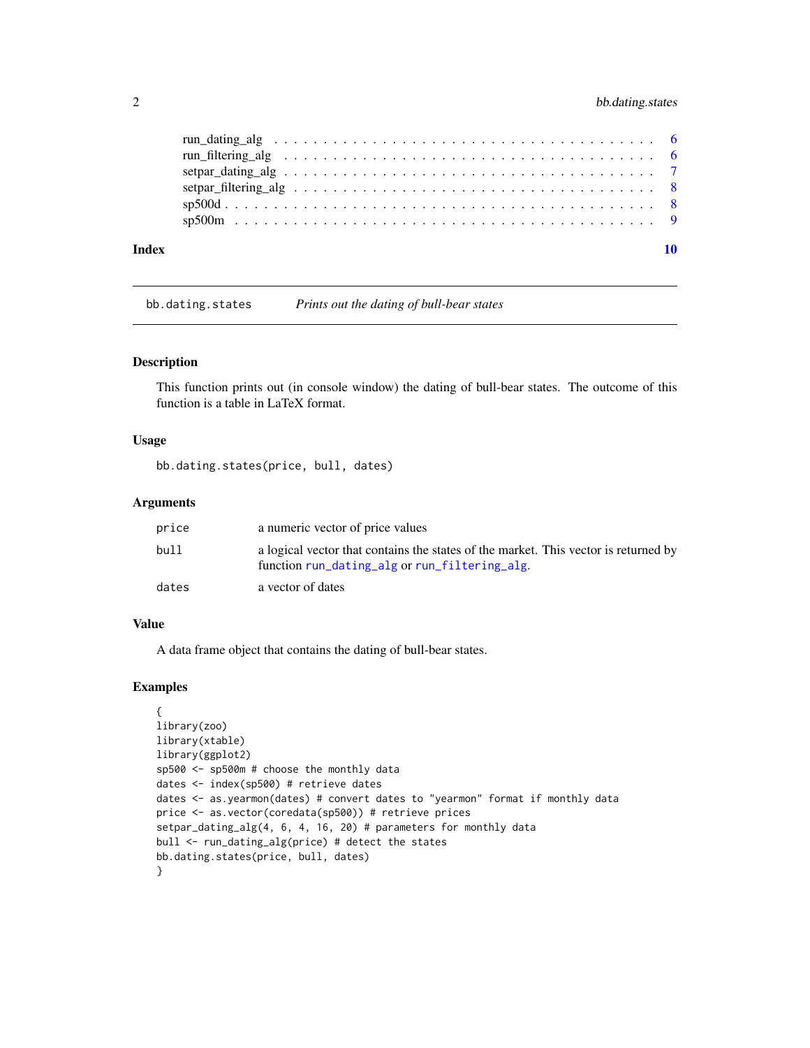run_dating_alg . . . . . . . . . . . . . . . . . . . . . . . . . . . . . . . . . . . . 6
run_filtering_alg . . . . . . . . . . . . . . . . . . . . . . . . . . . . . . . . . . . 6
setpar_dating_alg . . . . . . . . . . . . . . . . . . . . . . . . . . . . . . . . . . . 7
setpar_filtering_alg . . . . . . . . . . . . . . . . . . . . . . . . . . . . . . . . . . 8
sp500d . . . . . . . . . . . . . . . . . . . . . . . . . . . . . . . . . . . . . . . . . 8
sp500m . . . . . . . . . . . . . . . . . . . . . . . . . . . . . . . . . . . . . . . . . 9

**Index** **10**

---

## bb.dating.states — *Prints out the dating of bull-bear states*

---

### Description

This function prints out (in console window) the dating of bull-bear states. The outcome of this function is a table in LaTeX format.

### Usage

```
bb.dating.states(price, bull, dates)
```

### Arguments

| | |
|---|---|
| `price` | a numeric vector of price values |
| `bull` | a logical vector that contains the states of the market. This vector is returned by function `run_dating_alg` or `run_filtering_alg`. |
| `dates` | a vector of dates |

### Value

A data frame object that contains the dating of bull-bear states.

### Examples

```
{
library(zoo)
library(xtable)
library(ggplot2)
sp500 <- sp500m # choose the monthly data
dates <- index(sp500) # retrieve dates
dates <- as.yearmon(dates) # convert dates to "yearmon" format if monthly data
price <- as.vector(coredata(sp500)) # retrieve prices
setpar_dating_alg(4, 6, 4, 16, 20) # parameters for monthly data
bull <- run_dating_alg(price) # detect the states
bb.dating.states(price, bull, dates)
}
```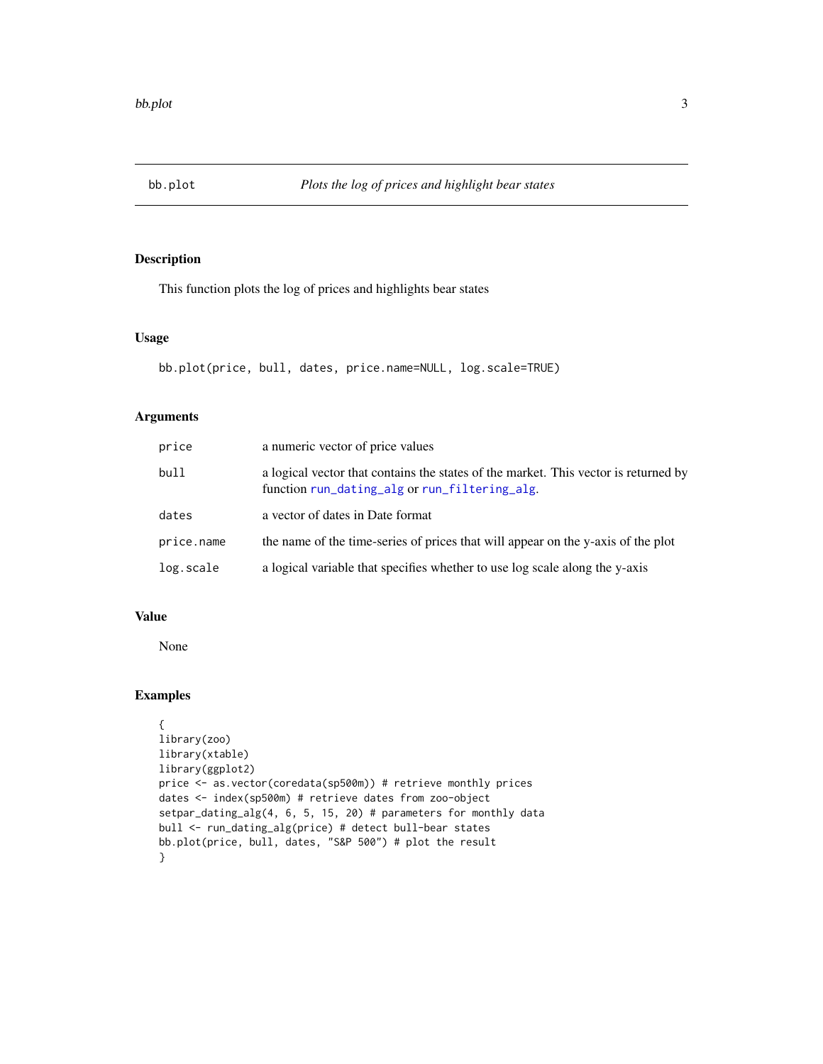# bb.plot — *Plots the log of prices and highlight bear states*

## Description

This function plots the log of prices and highlights bear states

## Usage

```
bb.plot(price, bull, dates, price.name=NULL, log.scale=TRUE)
```

## Arguments

| | |
|---|---|
| `price` | a numeric vector of price values |
| `bull` | a logical vector that contains the states of the market. This vector is returned by function `run_dating_alg` or `run_filtering_alg`. |
| `dates` | a vector of dates in Date format |
| `price.name` | the name of the time-series of prices that will appear on the y-axis of the plot |
| `log.scale` | a logical variable that specifies whether to use log scale along the y-axis |

## Value

None

## Examples

```
{
library(zoo)
library(xtable)
library(ggplot2)
price <- as.vector(coredata(sp500m)) # retrieve monthly prices
dates <- index(sp500m) # retrieve dates from zoo-object
setpar_dating_alg(4, 6, 5, 15, 20) # parameters for monthly data
bull <- run_dating_alg(price) # detect bull-bear states
bb.plot(price, bull, dates, "S&P 500") # plot the result
}
```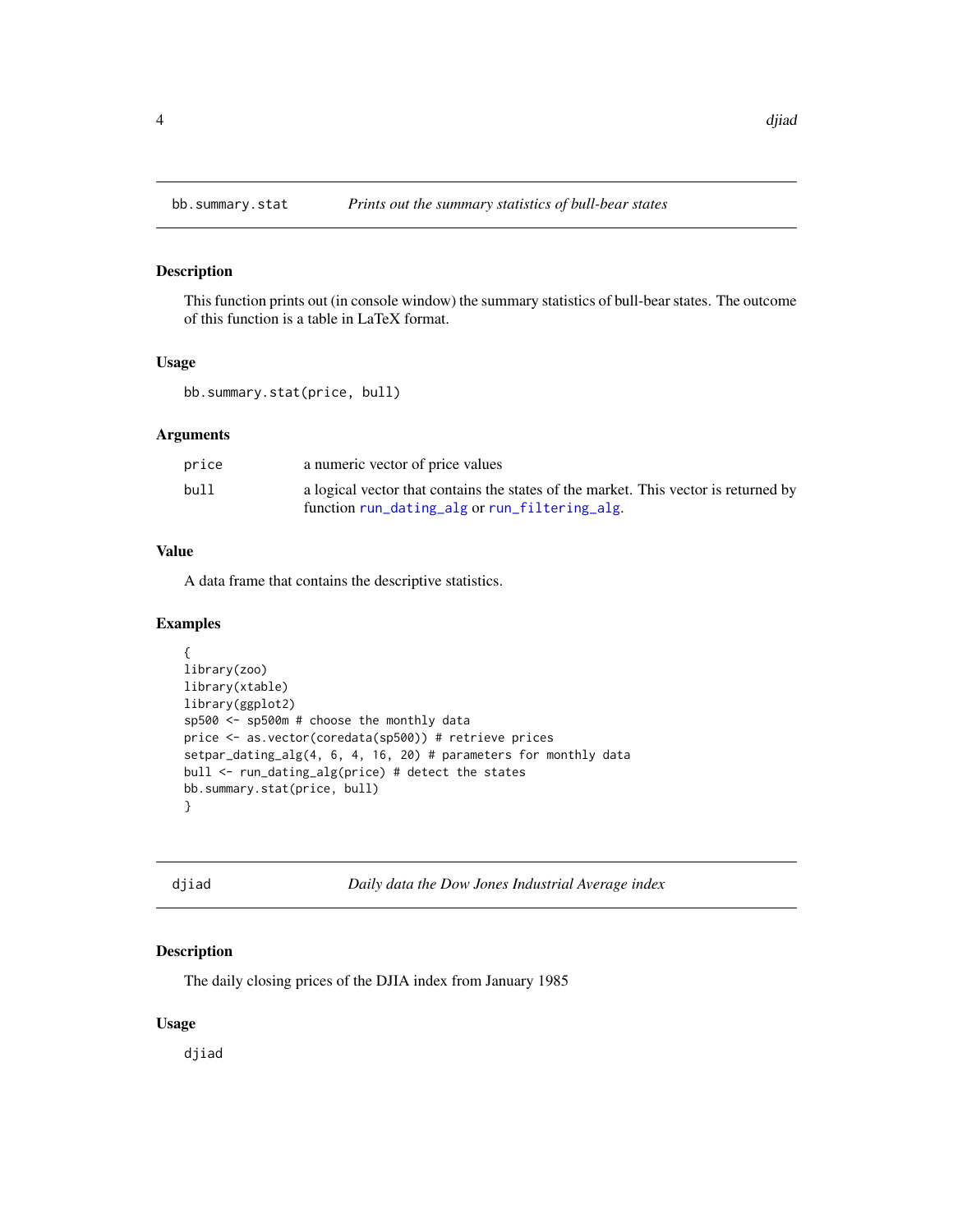## bb.summary.stat *Prints out the summary statistics of bull-bear states*

### Description

This function prints out (in console window) the summary statistics of bull-bear states. The outcome of this function is a table in LaTeX format.

### Usage

```
bb.summary.stat(price, bull)
```

### Arguments

| | |
|---|---|
| price | a numeric vector of price values |
| bull | a logical vector that contains the states of the market. This vector is returned by function run_dating_alg or run_filtering_alg. |

### Value

A data frame that contains the descriptive statistics.

### Examples

```
{
library(zoo)
library(xtable)
library(ggplot2)
sp500 <- sp500m # choose the monthly data
price <- as.vector(coredata(sp500)) # retrieve prices
setpar_dating_alg(4, 6, 4, 16, 20) # parameters for monthly data
bull <- run_dating_alg(price) # detect the states
bb.summary.stat(price, bull)
}
```

## djiad *Daily data the Dow Jones Industrial Average index*

### Description

The daily closing prices of the DJIA index from January 1985

### Usage

```
djiad
```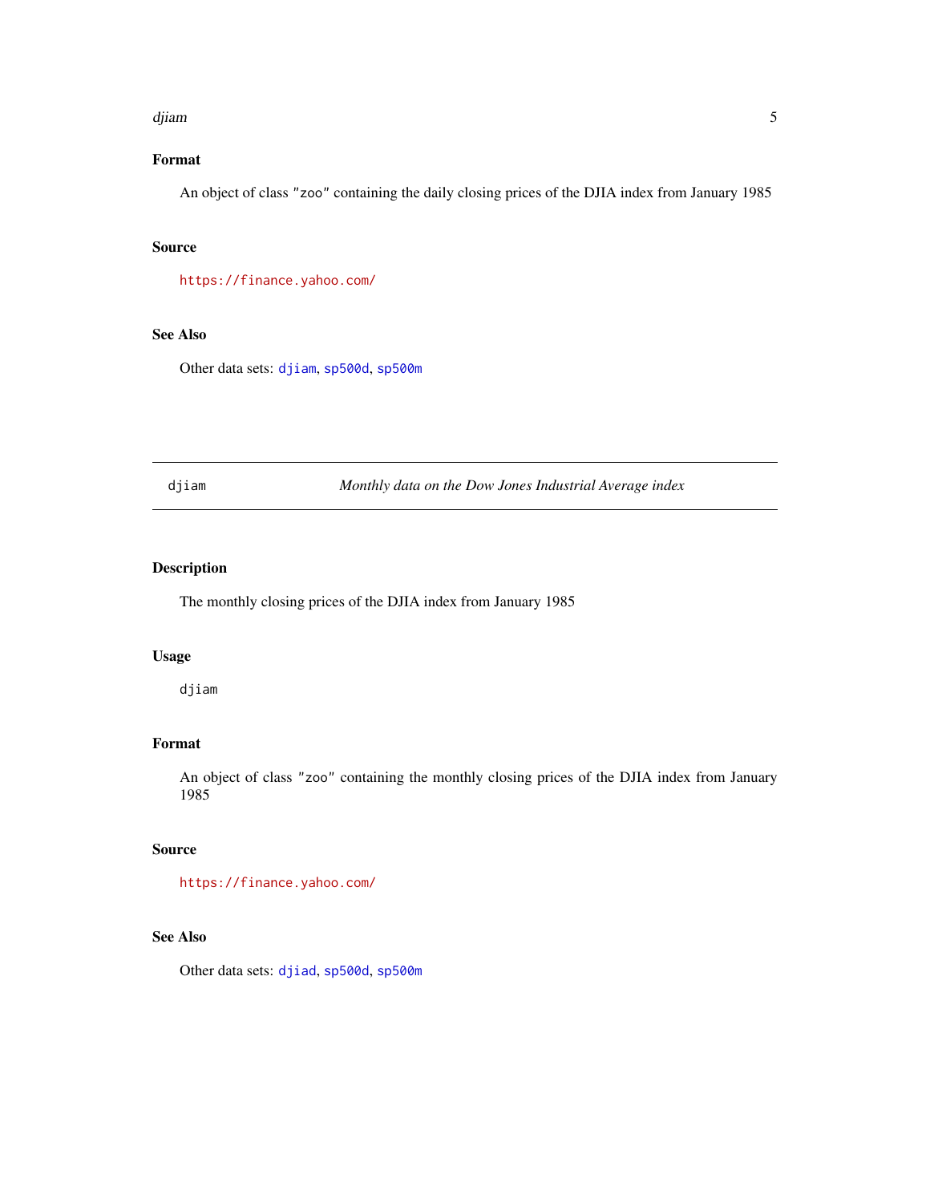### Format

An object of class "zoo" containing the daily closing prices of the DJIA index from January 1985

### Source

https://finance.yahoo.com/

### See Also

Other data sets: djiam, sp500d, sp500m

---

## djiam — *Monthly data on the Dow Jones Industrial Average index*

---

### Description

The monthly closing prices of the DJIA index from January 1985

### Usage

```
djiam
```

### Format

An object of class "zoo" containing the monthly closing prices of the DJIA index from January 1985

### Source

https://finance.yahoo.com/

### See Also

Other data sets: djiad, sp500d, sp500m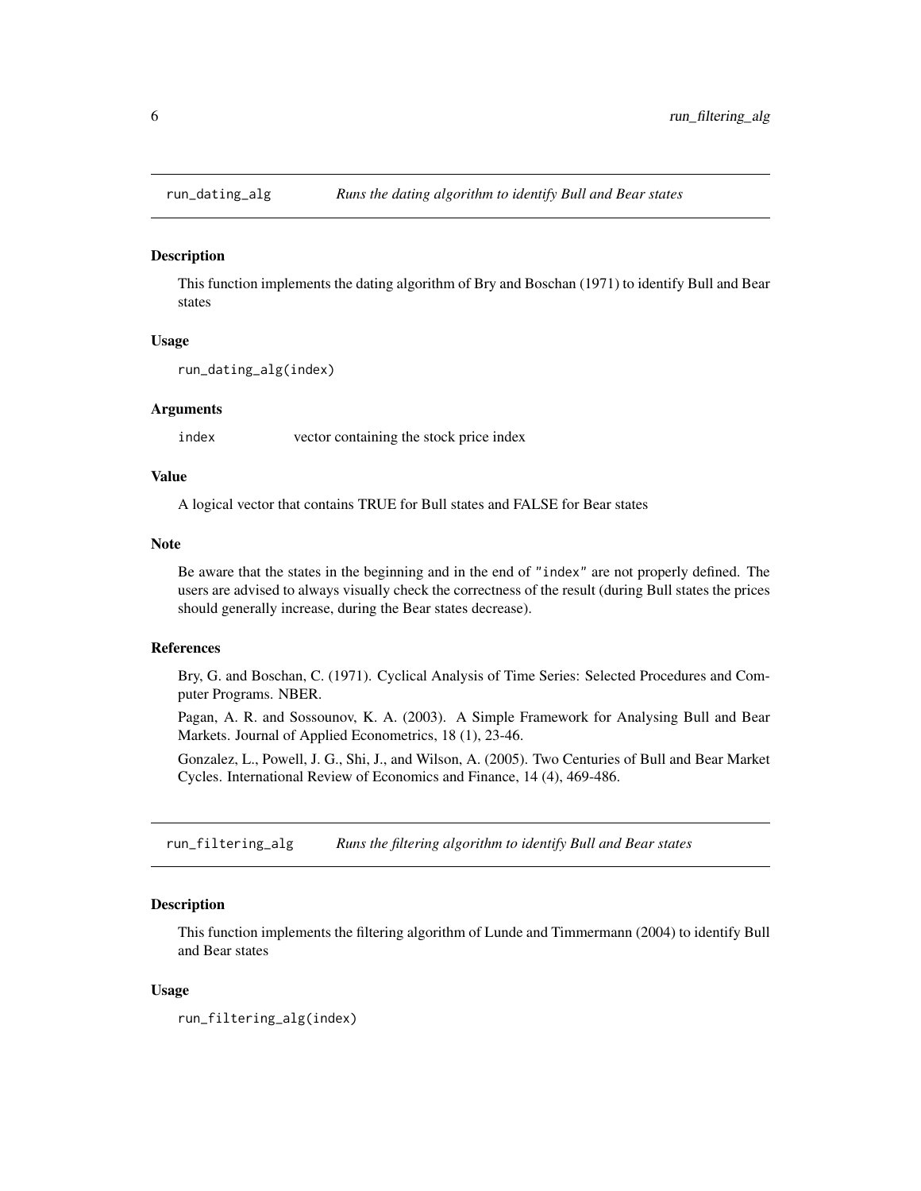## run_dating_alg — *Runs the dating algorithm to identify Bull and Bear states*

### Description

This function implements the dating algorithm of Bry and Boschan (1971) to identify Bull and Bear states

### Usage

```
run_dating_alg(index)
```

### Arguments

| | |
|---|---|
| index | vector containing the stock price index |

### Value

A logical vector that contains TRUE for Bull states and FALSE for Bear states

### Note

Be aware that the states in the beginning and in the end of "index" are not properly defined. The users are advised to always visually check the correctness of the result (during Bull states the prices should generally increase, during the Bear states decrease).

### References

Bry, G. and Boschan, C. (1971). Cyclical Analysis of Time Series: Selected Procedures and Computer Programs. NBER.

Pagan, A. R. and Sossounov, K. A. (2003). A Simple Framework for Analysing Bull and Bear Markets. Journal of Applied Econometrics, 18 (1), 23-46.

Gonzalez, L., Powell, J. G., Shi, J., and Wilson, A. (2005). Two Centuries of Bull and Bear Market Cycles. International Review of Economics and Finance, 14 (4), 469-486.

## run_filtering_alg — *Runs the filtering algorithm to identify Bull and Bear states*

### Description

This function implements the filtering algorithm of Lunde and Timmermann (2004) to identify Bull and Bear states

### Usage

```
run_filtering_alg(index)
```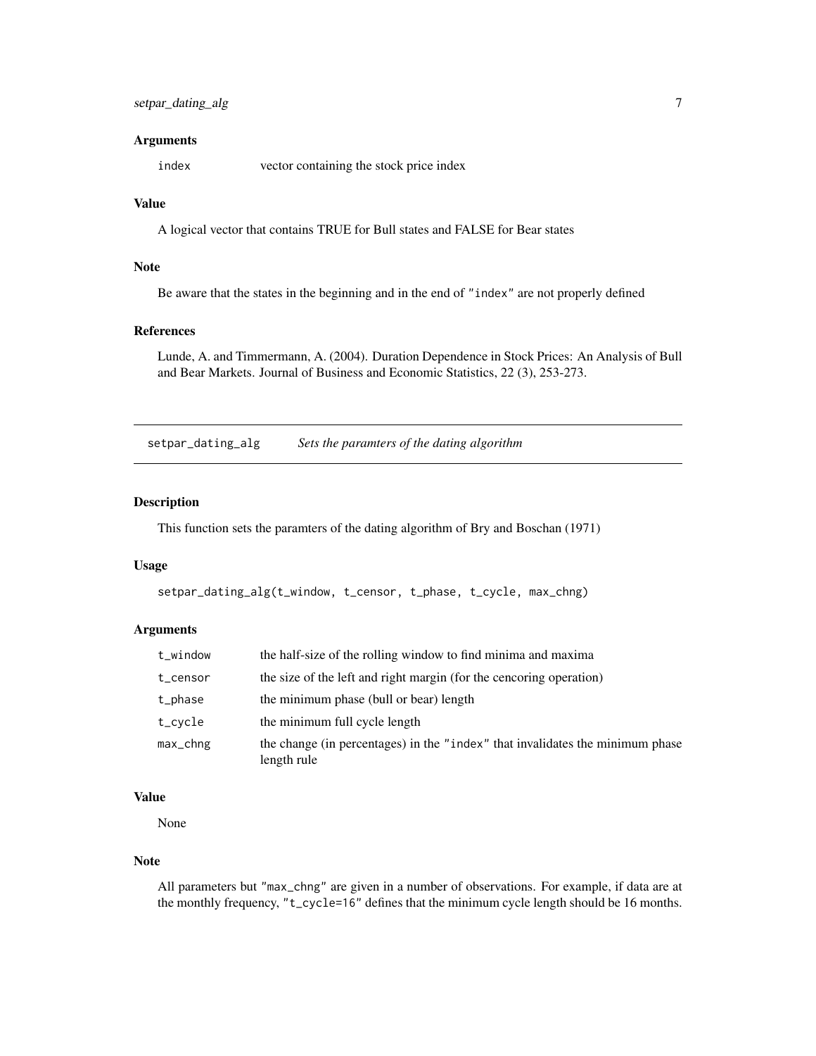### Arguments

| | |
|---|---|
| `index` | vector containing the stock price index |

### Value

A logical vector that contains TRUE for Bull states and FALSE for Bear states

### Note

Be aware that the states in the beginning and in the end of "index" are not properly defined

### References

Lunde, A. and Timmermann, A. (2004). Duration Dependence in Stock Prices: An Analysis of Bull and Bear Markets. Journal of Business and Economic Statistics, 22 (3), 253-273.

---

## setpar_dating_alg — *Sets the paramters of the dating algorithm*

### Description

This function sets the paramters of the dating algorithm of Bry and Boschan (1971)

### Usage

```
setpar_dating_alg(t_window, t_censor, t_phase, t_cycle, max_chng)
```

### Arguments

| | |
|---|---|
| `t_window` | the half-size of the rolling window to find minima and maxima |
| `t_censor` | the size of the left and right margin (for the cencoring operation) |
| `t_phase` | the minimum phase (bull or bear) length |
| `t_cycle` | the minimum full cycle length |
| `max_chng` | the change (in percentages) in the "index" that invalidates the minimum phase length rule |

### Value

None

### Note

All parameters but "max_chng" are given in a number of observations. For example, if data are at the monthly frequency, "t_cycle=16" defines that the minimum cycle length should be 16 months.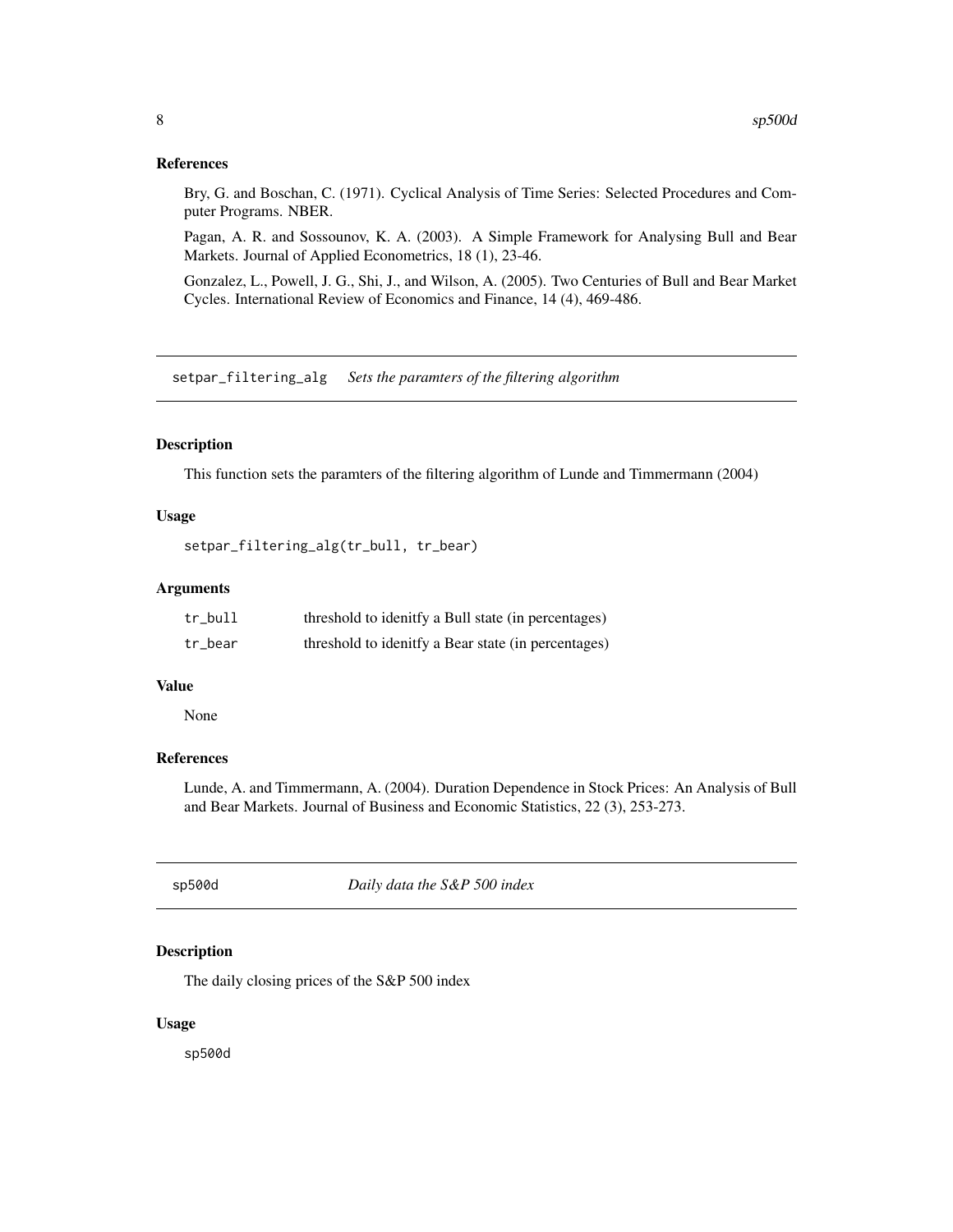### References

Bry, G. and Boschan, C. (1971). Cyclical Analysis of Time Series: Selected Procedures and Computer Programs. NBER.

Pagan, A. R. and Sossounov, K. A. (2003). A Simple Framework for Analysing Bull and Bear Markets. Journal of Applied Econometrics, 18 (1), 23-46.

Gonzalez, L., Powell, J. G., Shi, J., and Wilson, A. (2005). Two Centuries of Bull and Bear Market Cycles. International Review of Economics and Finance, 14 (4), 469-486.

---

## setpar_filtering_alg *Sets the paramters of the filtering algorithm*

### Description

This function sets the paramters of the filtering algorithm of Lunde and Timmermann (2004)

### Usage

```
setpar_filtering_alg(tr_bull, tr_bear)
```

### Arguments

| | |
|---|---|
| tr_bull | threshold to idenitfy a Bull state (in percentages) |
| tr_bear | threshold to idenitfy a Bear state (in percentages) |

### Value

None

### References

Lunde, A. and Timmermann, A. (2004). Duration Dependence in Stock Prices: An Analysis of Bull and Bear Markets. Journal of Business and Economic Statistics, 22 (3), 253-273.

---

## sp500d *Daily data the S&P 500 index*

### Description

The daily closing prices of the S&P 500 index

### Usage

```
sp500d
```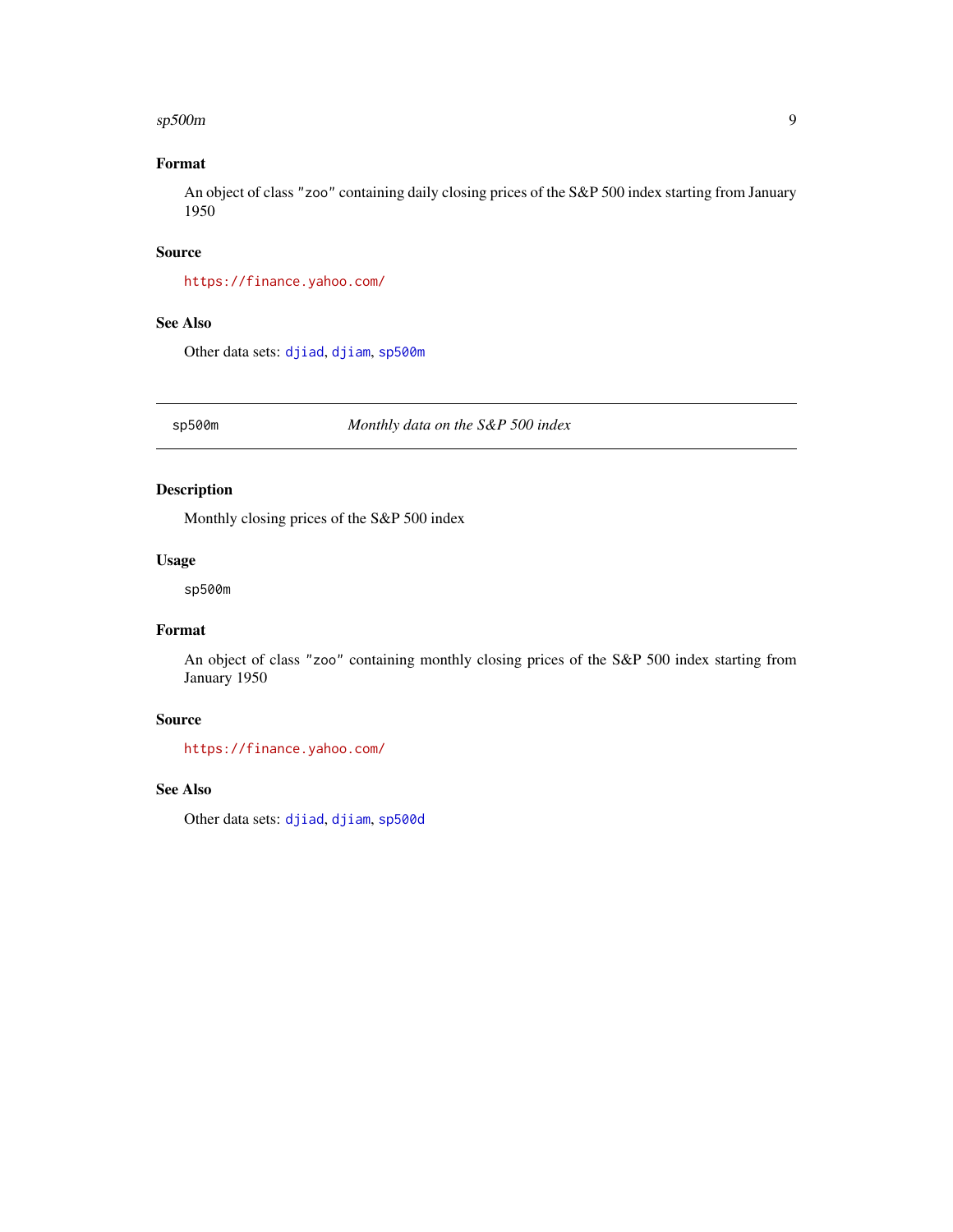### Format

An object of class "zoo" containing daily closing prices of the S&P 500 index starting from January 1950

### Source

https://finance.yahoo.com/

### See Also

Other data sets: djiad, djiam, sp500m

---

## sp500m — *Monthly data on the S&P 500 index*

---

### Description

Monthly closing prices of the S&P 500 index

### Usage

```
sp500m
```

### Format

An object of class "zoo" containing monthly closing prices of the S&P 500 index starting from January 1950

### Source

https://finance.yahoo.com/

### See Also

Other data sets: djiad, djiam, sp500d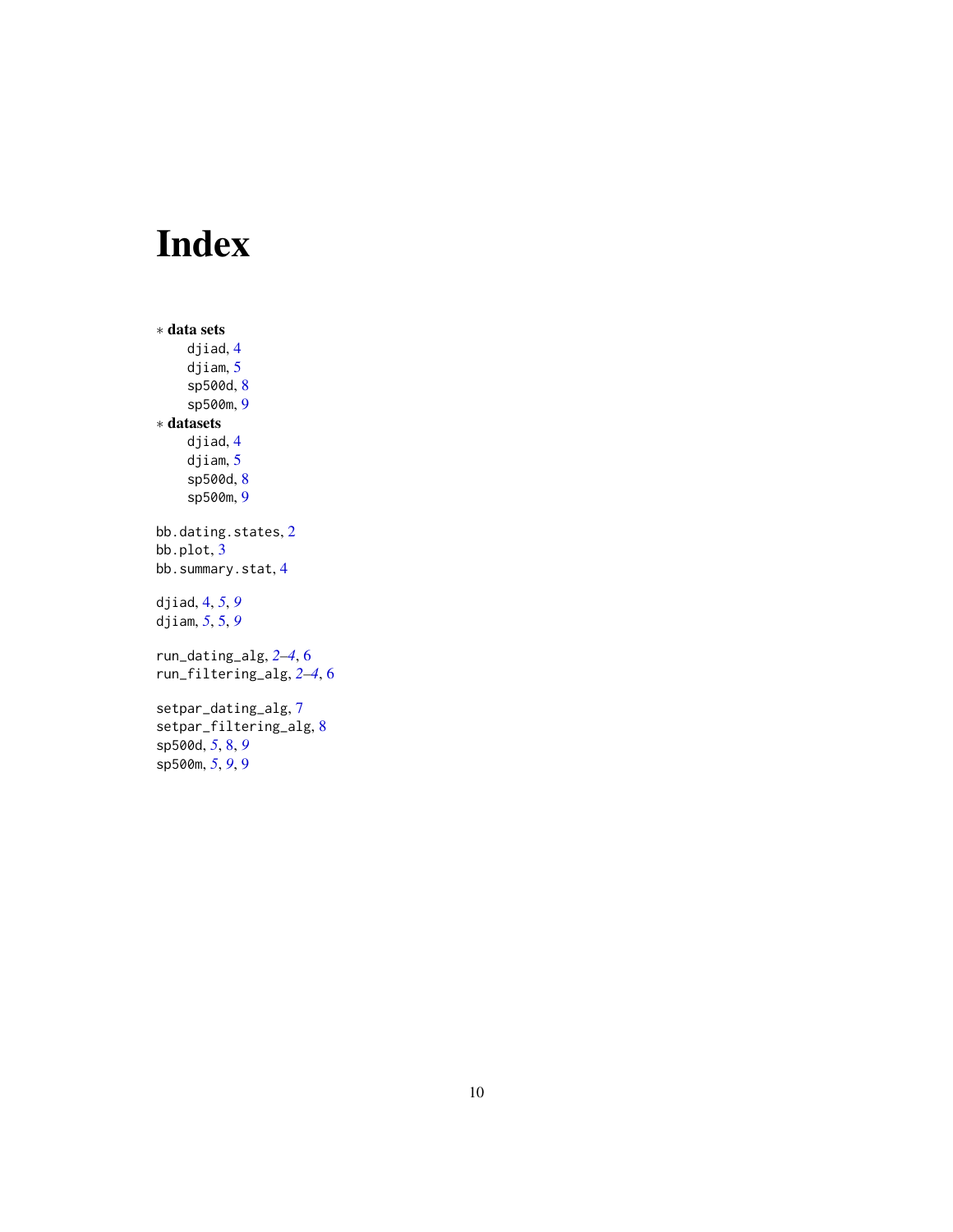# Index

∗ **data sets**
    djiad, 4
    djiam, 5
    sp500d, 8
    sp500m, 9

∗ **datasets**
    djiad, 4
    djiam, 5
    sp500d, 8
    sp500m, 9

bb.dating.states, 2
bb.plot, 3
bb.summary.stat, 4

djiad, 4, *5*, *9*
djiam, *5*, 5, *9*

run_dating_alg, *2–4*, 6
run_filtering_alg, *2–4*, 6

setpar_dating_alg, 7
setpar_filtering_alg, 8
sp500d, *5*, 8, *9*
sp500m, *5*, *9*, 9